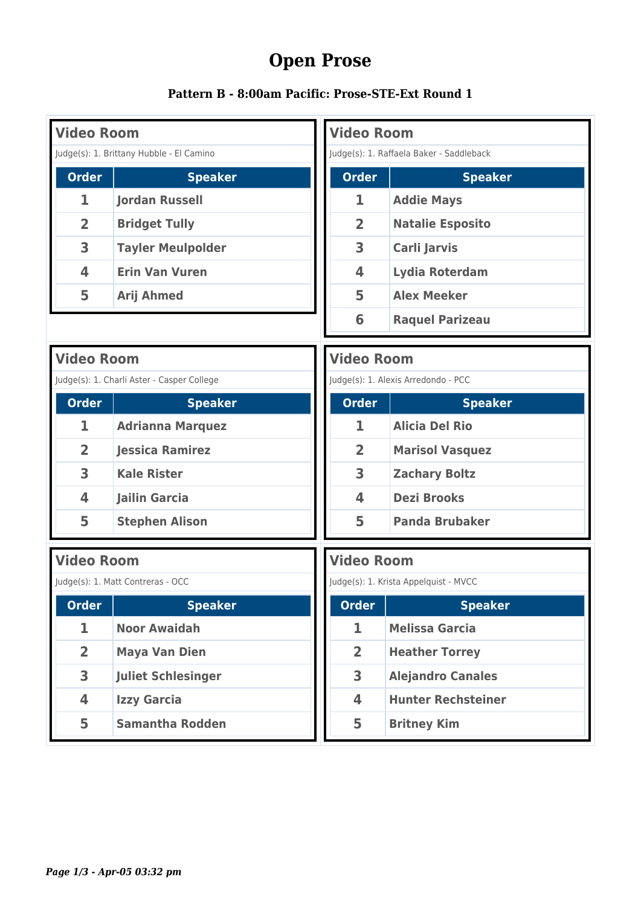# Open Prose

### Pattern B - 8:00am Pacific: Prose-STE-Ext Round 1

## Video Room

Judge(s): 1. Brittany Hubble - El Camino

| Order | Speaker |
|---|---|
| 1 | Jordan Russell |
| 2 | Bridget Tully |
| 3 | Tayler Meulpolder |
| 4 | Erin Van Vuren |
| 5 | Arij Ahmed |

## Video Room

Judge(s): 1. Raffaela Baker - Saddleback

| Order | Speaker |
|---|---|
| 1 | Addie Mays |
| 2 | Natalie Esposito |
| 3 | Carli Jarvis |
| 4 | Lydia Roterdam |
| 5 | Alex Meeker |
| 6 | Raquel Parizeau |

## Video Room

Judge(s): 1. Charli Aster - Casper College

| Order | Speaker |
|---|---|
| 1 | Adrianna Marquez |
| 2 | Jessica Ramirez |
| 3 | Kale Rister |
| 4 | Jailin Garcia |
| 5 | Stephen Alison |

## Video Room

Judge(s): 1. Alexis Arredondo - PCC

| Order | Speaker |
|---|---|
| 1 | Alicia Del Rio |
| 2 | Marisol Vasquez |
| 3 | Zachary Boltz |
| 4 | Dezi Brooks |
| 5 | Panda Brubaker |

## Video Room

Judge(s): 1. Matt Contreras - OCC

| Order | Speaker |
|---|---|
| 1 | Noor Awaidah |
| 2 | Maya Van Dien |
| 3 | Juliet Schlesinger |
| 4 | Izzy Garcia |
| 5 | Samantha Rodden |

## Video Room

Judge(s): 1. Krista Appelquist - MVCC

| Order | Speaker |
|---|---|
| 1 | Melissa Garcia |
| 2 | Heather Torrey |
| 3 | Alejandro Canales |
| 4 | Hunter Rechsteiner |
| 5 | Britney Kim |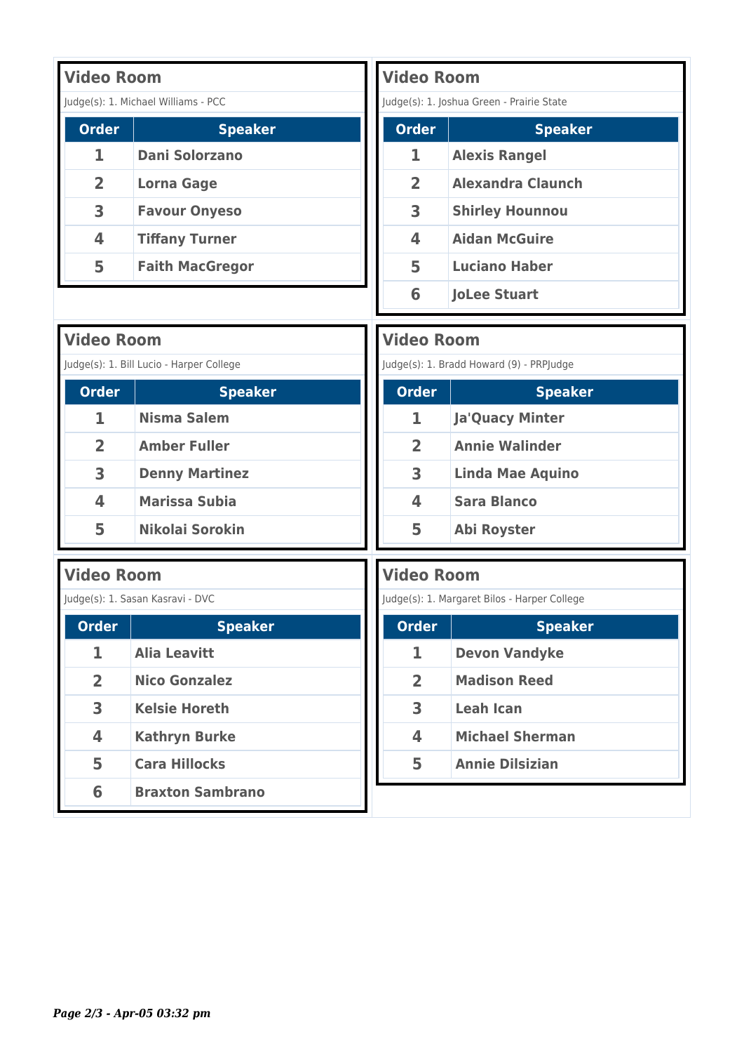## Video Room

Judge(s): 1. Michael Williams - PCC

| Order | Speaker |
|---|---|
| 1 | Dani Solorzano |
| 2 | Lorna Gage |
| 3 | Favour Onyeso |
| 4 | Tiffany Turner |
| 5 | Faith MacGregor |

## Video Room

Judge(s): 1. Joshua Green - Prairie State

| Order | Speaker |
|---|---|
| 1 | Alexis Rangel |
| 2 | Alexandra Claunch |
| 3 | Shirley Hounnou |
| 4 | Aidan McGuire |
| 5 | Luciano Haber |
| 6 | JoLee Stuart |

## Video Room

Judge(s): 1. Bill Lucio - Harper College

| Order | Speaker |
|---|---|
| 1 | Nisma Salem |
| 2 | Amber Fuller |
| 3 | Denny Martinez |
| 4 | Marissa Subia |
| 5 | Nikolai Sorokin |

## Video Room

Judge(s): 1. Bradd Howard (9) - PRPJudge

| Order | Speaker |
|---|---|
| 1 | Ja'Quacy Minter |
| 2 | Annie Walinder |
| 3 | Linda Mae Aquino |
| 4 | Sara Blanco |
| 5 | Abi Royster |

## Video Room

Judge(s): 1. Sasan Kasravi - DVC

| Order | Speaker |
|---|---|
| 1 | Alia Leavitt |
| 2 | Nico Gonzalez |
| 3 | Kelsie Horeth |
| 4 | Kathryn Burke |
| 5 | Cara Hillocks |
| 6 | Braxton Sambrano |

## Video Room

Judge(s): 1. Margaret Bilos - Harper College

| Order | Speaker |
|---|---|
| 1 | Devon Vandyke |
| 2 | Madison Reed |
| 3 | Leah Ican |
| 4 | Michael Sherman |
| 5 | Annie Dilsizian |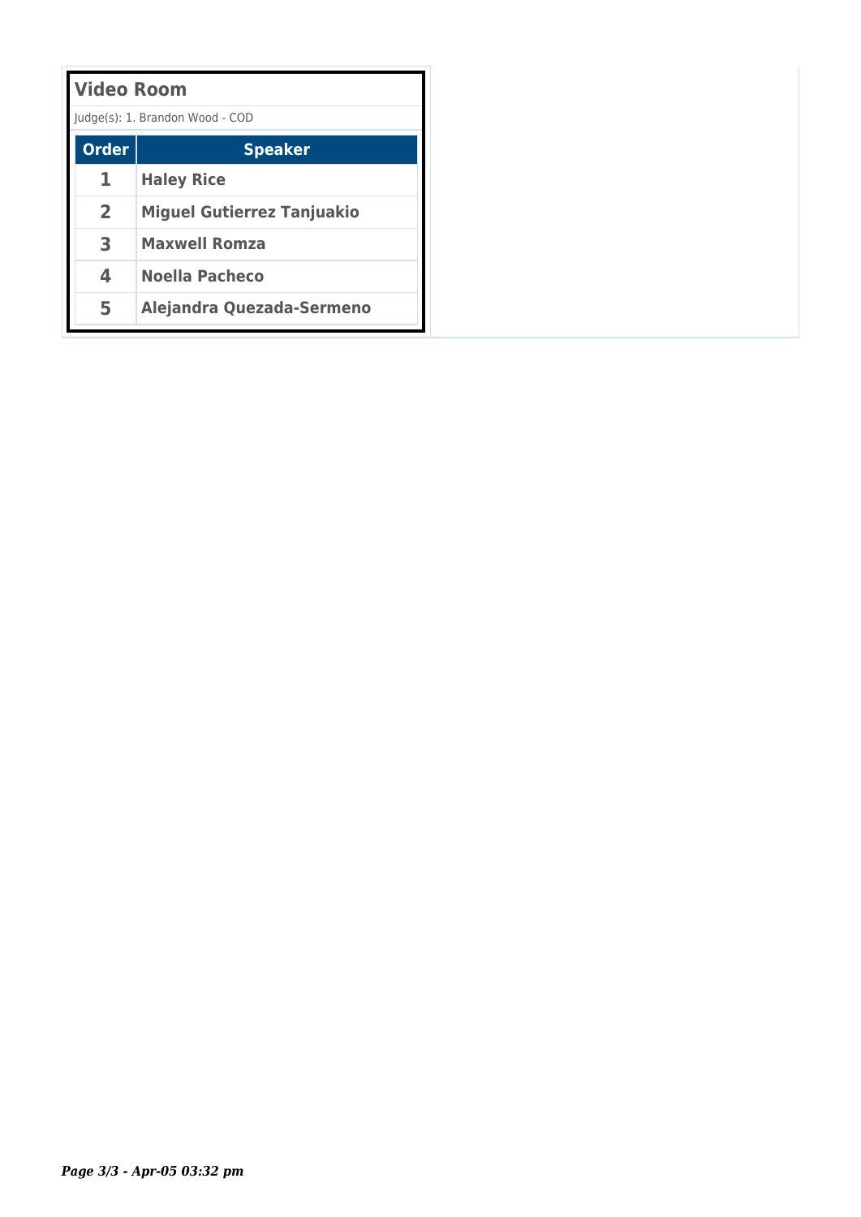## Video Room

Judge(s): 1. Brandon Wood - COD

| Order | Speaker |
| --- | --- |
| 1 | **Haley Rice** |
| 2 | **Miguel Gutierrez Tanjuakio** |
| 3 | **Maxwell Romza** |
| 4 | **Noella Pacheco** |
| 5 | **Alejandra Quezada-Sermeno** |